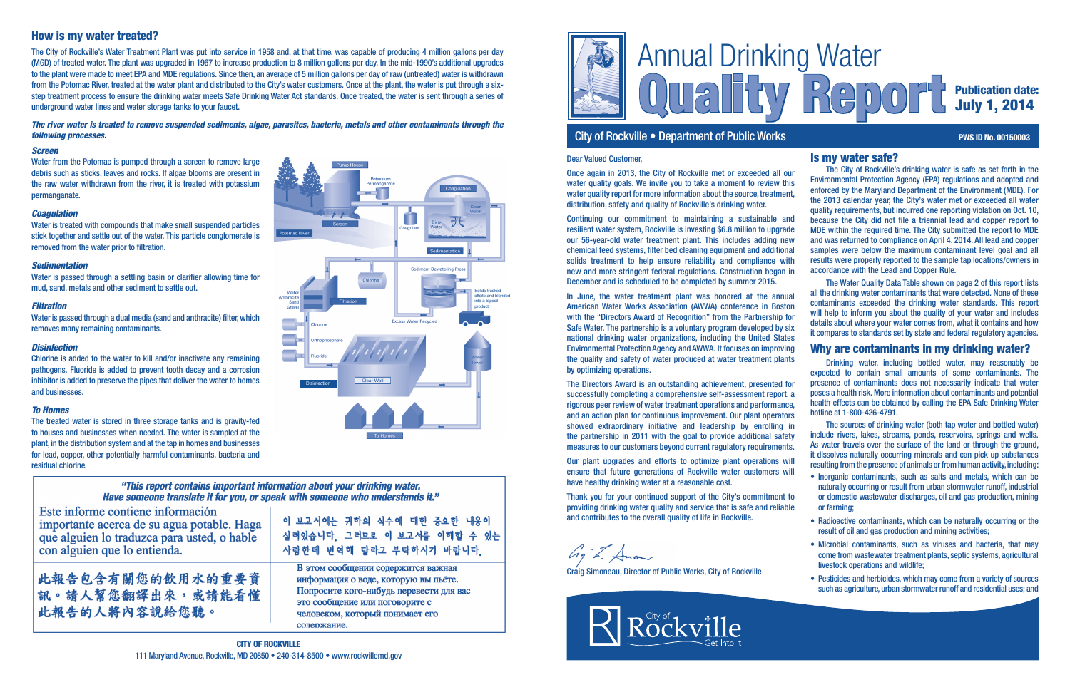# Annual Drinking Water Quality Report

**Publication date: July 1, 2014**

City of Rockville • Department of Public Works

**PWS ID No. 00150003**

Dear Valued Customer,

Once again in 2013, the City of Rockville met or exceeded all our water quality goals. We invite you to take a moment to review this water quality report for more information about the source, treatment, distribution, safety and quality of Rockville's drinking water.

Continuing our commitment to maintaining a sustainable and resilient water system, Rockville is investing $6.8 million to upgrade our 56-year-old water treatment plant. This includes adding new chemical feed systems, filter bed cleaning equipment and additional solids treatment to help ensure reliability and compliance with new and more stringent federal regulations. Construction began in December and is scheduled to be completed by summer 2015.

In June, the water treatment plant was honored at the annual American Water Works Association (AWWA) conference in Boston with the "Directors Award of Recognition" from the Partnership for Safe Water. The partnership is a voluntary program developed by six national drinking water organizations, including the United States Environmental Protection Agency and AWWA. It focuses on improving the quality and safety of water produced at water treatment plants by optimizing operations.

The Directors Award is an outstanding achievement, presented for successfully completing a comprehensive self-assessment report, a rigorous peer review of water treatment operations and performance, and an action plan for continuous improvement. Our plant operators showed extraordinary initiative and leadership by enrolling in the partnership in 2011 with the goal to provide additional safety measures to our customers beyond current regulatory requirements.

Our plant upgrades and efforts to optimize plant operations will ensure that future generations of Rockville water customers will have healthy drinking water at a reasonable cost.

Thank you for your continued support of the City's commitment to providing drinking water quality and service that is safe and reliable and contributes to the overall quality of life in Rockville.

Craig Simoneau, Director of Public Works, City of Rockville

City of Rockville — Get Into It

## Is my water safe?

The City of Rockville's drinking water is safe as set forth in the Environmental Protection Agency (EPA) regulations and adopted and enforced by the Maryland Department of the Environment (MDE). For the 2013 calendar year, the City's water met or exceeded all water quality requirements, but incurred one reporting violation on Oct. 10, because the City did not file a triennial lead and copper report to MDE within the required time. The City submitted the report to MDE and was returned to compliance on April 4, 2014. All lead and copper samples were below the maximum contaminant level goal and all results were properly reported to the sample tap locations/owners in accordance with the Lead and Copper Rule.

The Water Quality Data Table shown on page 2 of this report lists all the drinking water contaminants that were detected. None of these contaminants exceeded the drinking water standards. This report will help to inform you about the quality of your water and includes details about where your water comes from, what it contains and how it compares to standards set by state and federal regulatory agencies.

## Why are contaminants in my drinking water?

Drinking water, including bottled water, may reasonably be expected to contain small amounts of some contaminants. The presence of contaminants does not necessarily indicate that water poses a health risk. More information about contaminants and potential health effects can be obtained by calling the EPA Safe Drinking Water hotline at 1-800-426-4791.

The sources of drinking water (both tap water and bottled water) include rivers, lakes, streams, ponds, reservoirs, springs and wells. As water travels over the surface of the land or through the ground, it dissolves naturally occurring minerals and can pick up substances resulting from the presence of animals or from human activity, including:

- Inorganic contaminants, such as salts and metals, which can be naturally occurring or result from urban stormwater runoff, industrial or domestic wastewater discharges, oil and gas production, mining or farming;
- Radioactive contaminants, which can be naturally occurring or the result of oil and gas production and mining activities;
- Microbial contaminants, such as viruses and bacteria, that may come from wastewater treatment plants, septic systems, agricultural livestock operations and wildlife;
- Pesticides and herbicides, which may come from a variety of sources such as agriculture, urban stormwater runoff and residential uses; and

## How is my water treated?

The City of Rockville's Water Treatment Plant was put into service in 1958 and, at that time, was capable of producing 4 million gallons per day (MGD) of treated water. The plant was upgraded in 1967 to increase production to 8 million gallons per day. In the mid-1990's additional upgrades to the plant were made to meet EPA and MDE regulations. Since then, an average of 5 million gallons per day of raw (untreated) water is withdrawn from the Potomac River, treated at the water plant and distributed to the City's water customers. Once at the plant, the water is put through a six-step treatment process to ensure the drinking water meets Safe Drinking Water Act standards. Once treated, the water is sent through a series of underground water lines and water storage tanks to your faucet.

***The river water is treated to remove suspended sediments, algae, parasites, bacteria, metals and other contaminants through the following processes.***

### *Screen*

Water from the Potomac is pumped through a screen to remove large debris such as sticks, leaves and rocks. If algae blooms are present in the water withdrawn from the river, it is treated with potassium permanganate.

### *Coagulation*

Water is treated with compounds that make small suspended particles stick together and settle out of the water. This particle conglomerate is removed from the water prior to filtration.

### *Sedimentation*

Water is passed through a settling basin or clarifier allowing time for mud, sand, metals and other sediment to settle out.

### *Filtration*

Water is passed through a dual media (sand and anthracite) filter, which removes many remaining contaminants.

### *Disinfection*

Chlorine is added to the water to kill and/or inactivate any remaining pathogens. Fluoride is added to prevent tooth decay and a corrosion inhibitor is added to preserve the pipes that deliver the water to homes and businesses.

### *To Homes*

The treated water is stored in three storage tanks and is gravity-fed to houses and businesses when needed. The water is sampled at the plant, in the distribution system and at the tap in homes and businesses for lead, copper, other potentially harmful contaminants, bacteria and residual chlorine.

***"This report contains important information about your drinking water. Have someone translate it for you, or speak with someone who understands it."***

Este informe contiene información importante acerca de su agua potable. Haga que alguien lo traduzca para usted, o hable con alguien que lo entienda.

이 보고서에는 귀하의 식수에 대한 중요한 내용이 실려있습니다. 그러므로 이 보고서를 이해할 수 있는 사람한테 번역해 달라고 부탁하시기 바랍니다.

此報告包含有關您的飲用水的重要資訊。請人幫您翻譯出來，或請能看懂此報告的人將內容說給您聽。

В этом сообщении содержится важная информация о воде, которую вы пьёте. Попросите кого-нибудь перевести для вас это сообщение или поговорите с человеком, который понимает его содержание.

**CITY OF ROCKVILLE**

111 Maryland Avenue, Rockville, MD 20850 • 240-314-8500 • www.rockvillemd.gov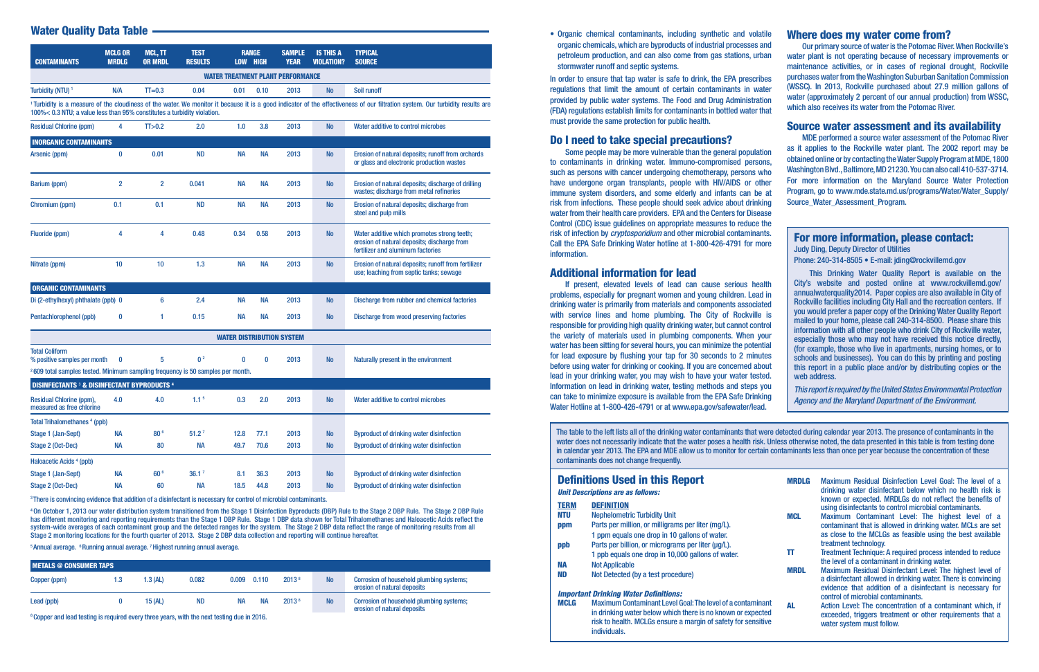## Water Quality Data Table

| CONTAMINANTS | MCLG OR MRDLG | MCL, TT OR MRDL | TEST RESULTS | RANGE LOW | RANGE HIGH | SAMPLE YEAR | IS THIS A VIOLATION? | TYPICAL SOURCE |
|---|---|---|---|---|---|---|---|---|
| **WATER TREATMENT PLANT PERFORMANCE** | | | | | | | | |
| Turbidity (NTU) [1] | N/A | TT=0.3 | 0.04 | 0.01 | 0.10 | 2013 | No | Soil runoff |
| [1] Turbidity is a measure of the cloudiness of the water. We monitor it because it is a good indicator of the effectiveness of our filtration system. Our turbidity results are 100%< 0.3 NTU; a value less than 95% constitutes a turbidity violation. | | | | | | | | |
| Residual Chlorine (ppm) | 4 | TT>0.2 | 2.0 | 1.0 | 3.8 | 2013 | No | Water additive to control microbes |
| **INORGANIC CONTAMINANTS** | | | | | | | | |
| Arsenic (ppm) | 0 | 0.01 | ND | NA | NA | 2013 | No | Erosion of natural deposits; runoff from orchards or glass and electronic production wastes |
| Barium (ppm) | 2 | 2 | 0.041 | NA | NA | 2013 | No | Erosion of natural deposits; discharge of drilling wastes; discharge from metal refineries |
| Chromium (ppm) | 0.1 | 0.1 | ND | NA | NA | 2013 | No | Erosion of natural deposits; discharge from steel and pulp mills |
| Fluoride (ppm) | 4 | 4 | 0.48 | 0.34 | 0.58 | 2013 | No | Water additive which promotes strong teeth; erosion of natural deposits; discharge from fertilizer and aluminum factories |
| Nitrate (ppm) | 10 | 10 | 1.3 | NA | NA | 2013 | No | Erosion of natural deposits; runoff from fertilizer use; leaching from septic tanks; sewage |
| **ORGANIC CONTAMINANTS** | | | | | | | | |
| Di (2-ethylhexyl) phthalate (ppb) | 0 | 6 | 2.4 | NA | NA | 2013 | No | Discharge from rubber and chemical factories |
| Pentachlorophenol (ppb) | 0 | 1 | 0.15 | NA | NA | 2013 | No | Discharge from wood preserving factories |
| **WATER DISTRIBUTION SYSTEM** | | | | | | | | |
| Total Coliform % positive samples per month | 0 | 5 | 0 [2] | 0 | 0 | 2013 | No | Naturally present in the environment |
| [2] 609 total samples tested. Minimum sampling frequency is 50 samples per month. | | | | | | | | |
| **DISINFECTANTS [3] & DISINFECTANT BYPRODUCTS [4]** | | | | | | | | |
| Residual Chlorine (ppm), measured as free chlorine | 4.0 | 4.0 | 1.1 [5] | 0.3 | 2.0 | 2013 | No | Water additive to control microbes |
| Total Trihalomethanes [4] (ppb) | | | | | | | | |
| Stage 1 (Jan-Sept) | NA | 80 [6] | 51.2 [7] | 12.8 | 77.1 | 2013 | No | Byproduct of drinking water disinfection |
| Stage 2 (Oct-Dec) | NA | 80 | NA | 49.7 | 70.6 | 2013 | No | Byproduct of drinking water disinfection |
| Haloacetic Acids [4] (ppb) | | | | | | | | |
| Stage 1 (Jan-Sept) | NA | 60 [6] | 36.1 [7] | 8.1 | 36.3 | 2013 | No | Byproduct of drinking water disinfection |
| Stage 2 (Oct-Dec) | NA | 60 | NA | 18.5 | 44.8 | 2013 | No | Byproduct of drinking water disinfection |

[3] There is convincing evidence that addition of a disinfectant is necessary for control of microbial contaminants.

[4] On October 1, 2013 our water distribution system transitioned from the Stage 1 Disinfection Byproducts (DBP) Rule to the Stage 2 DBP Rule. The Stage 2 DBP Rule has different monitoring and reporting requirements than the Stage 1 DBP Rule. Stage 1 DBP data shown for Total Trihalomethanes and Haloacetic Acids reflect the system-wide averages of each contaminant group and the detected ranges for the system. The Stage 2 DBP data reflect the range of monitoring results from all Stage 2 monitoring locations for the fourth quarter of 2013. Stage 2 DBP data collection and reporting will continue hereafter.

[5] Annual average. [6] Running annual average. [7] Highest running annual average.

| METALS @ CONSUMER TAPS | | | | | | | | |
|---|---|---|---|---|---|---|---|---|
| Copper (ppm) | 1.3 | 1.3 (AL) | 0.082 | 0.009 | 0.110 | 2013 [8] | No | Corrosion of household plumbing systems; erosion of natural deposits |
| Lead (ppb) | 0 | 15 (AL) | ND | NA | NA | 2013 [8] | No | Corrosion of household plumbing systems; erosion of natural deposits |

[8] Copper and lead testing is required every three years, with the next testing due in 2016.

- Organic chemical contaminants, including synthetic and volatile organic chemicals, which are byproducts of industrial processes and petroleum production, and can also come from gas stations, urban stormwater runoff and septic systems.

In order to ensure that tap water is safe to drink, the EPA prescribes regulations that limit the amount of certain contaminants in water provided by public water systems. The Food and Drug Administration (FDA) regulations establish limits for contaminants in bottled water that must provide the same protection for public health.

## Do I need to take special precautions?

Some people may be more vulnerable than the general population to contaminants in drinking water. Immuno-compromised persons, such as persons with cancer undergoing chemotherapy, persons who have undergone organ transplants, people with HIV/AIDS or other immune system disorders, and some elderly and infants can be at risk from infections. These people should seek advice about drinking water from their health care providers. EPA and the Centers for Disease Control (CDC) issue guidelines on appropriate measures to reduce the risk of infection by *cryptosporidium* and other microbial contaminants. Call the EPA Safe Drinking Water hotline at 1-800-426-4791 for more information.

## Additional information for lead

If present, elevated levels of lead can cause serious health problems, especially for pregnant women and young children. Lead in drinking water is primarily from materials and components associated with service lines and home plumbing. The City of Rockville is responsible for providing high quality drinking water, but cannot control the variety of materials used in plumbing components. When your water has been sitting for several hours, you can minimize the potential for lead exposure by flushing your tap for 30 seconds to 2 minutes before using water for drinking or cooking. If you are concerned about lead in your drinking water, you may wish to have your water tested. Information on lead in drinking water, testing methods and steps you can take to minimize exposure is available from the EPA Safe Drinking Water Hotline at 1-800-426-4791 or at www.epa.gov/safewater/lead.

## Where does my water come from?

Our primary source of water is the Potomac River. When Rockville's water plant is not operating because of necessary improvements or maintenance activities, or in cases of regional drought, Rockville purchases water from the Washington Suburban Sanitation Commission (WSSC). In 2013, Rockville purchased about 27.9 million gallons of water (approximately 2 percent of our annual production) from WSSC, which also receives its water from the Potomac River.

## Source water assessment and its availability

MDE performed a source water assessment of the Potomac River as it applies to the Rockville water plant. The 2002 report may be obtained online or by contacting the Water Supply Program at MDE, 1800 Washington Blvd., Baltimore, MD 21230. You can also call 410-537-3714. For more information on the Maryland Source Water Protection Program, go to www.mde.state.md.us/programs/Water/Water_Supply/Source_Water_Assessment_Program.

## For more information, please contact:

Judy Ding, Deputy Director of Utilities
Phone: 240-314-8505 • E-mail: jding@rockvillemd.gov

This Drinking Water Quality Report is available on the City's website and posted online at www.rockvillemd.gov/annualwaterquality2014. Paper copies are also available in City of Rockville facilities including City Hall and the recreation centers. If you would prefer a paper copy of the Drinking Water Quality Report mailed to your home, please call 240-314-8500. Please share this information with all other people who drink City of Rockville water, especially those who may not have received this notice directly, (for example, those who live in apartments, nursing homes, or to schools and businesses). You can do this by printing and posting this report in a public place and/or by distributing copies or the web address.

*This report is required by the United States Environmental Protection Agency and the Maryland Department of the Environment.*

The table to the left lists all of the drinking water contaminants that were detected during calendar year 2013. The presence of contaminants in the water does not necessarily indicate that the water poses a health risk. Unless otherwise noted, the data presented in this table is from testing done in calendar year 2013. The EPA and MDE allow us to monitor for certain contaminants less than once per year because the concentration of these contaminants does not change frequently.

## Definitions Used in this Report

***Unit Descriptions are as follows:***

| TERM | DEFINITION |
|---|---|
| NTU | Nephelometric Turbidity Unit |
| ppm | Parts per million, or milligrams per liter (mg/L). 1 ppm equals one drop in 10 gallons of water. |
| ppb | Parts per billion, or micrograms per liter (µg/L). 1 ppb equals one drop in 10,000 gallons of water. |
| NA | Not Applicable |
| ND | Not Detected (by a test procedure) |

***Important Drinking Water Definitions:***

| | |
|---|---|
| MCLG | Maximum Contaminant Level Goal: The level of a contaminant in drinking water below which there is no known or expected risk to health. MCLGs ensure a margin of safety for sensitive individuals. |
| MRDLG | Maximum Residual Disinfection Level Goal: The level of a drinking water disinfectant below which no health risk is known or expected. MRDLGs do not reflect the benefits of using disinfectants to control microbial contaminants. |
| MCL | Maximum Contaminant Level: The highest level of a contaminant that is allowed in drinking water. MCLs are set as close to the MCLGs as feasible using the best available treatment technology. |
| TT | Treatment Technique: A required process intended to reduce the level of a contaminant in drinking water. |
| MRDL | Maximum Residual Disinfectant Level: The highest level of a disinfectant allowed in drinking water. There is convincing evidence that addition of a disinfectant is necessary for control of microbial contaminants. |
| AL | Action Level: The concentration of a contaminant which, if exceeded, triggers treatment or other requirements that a water system must follow. |